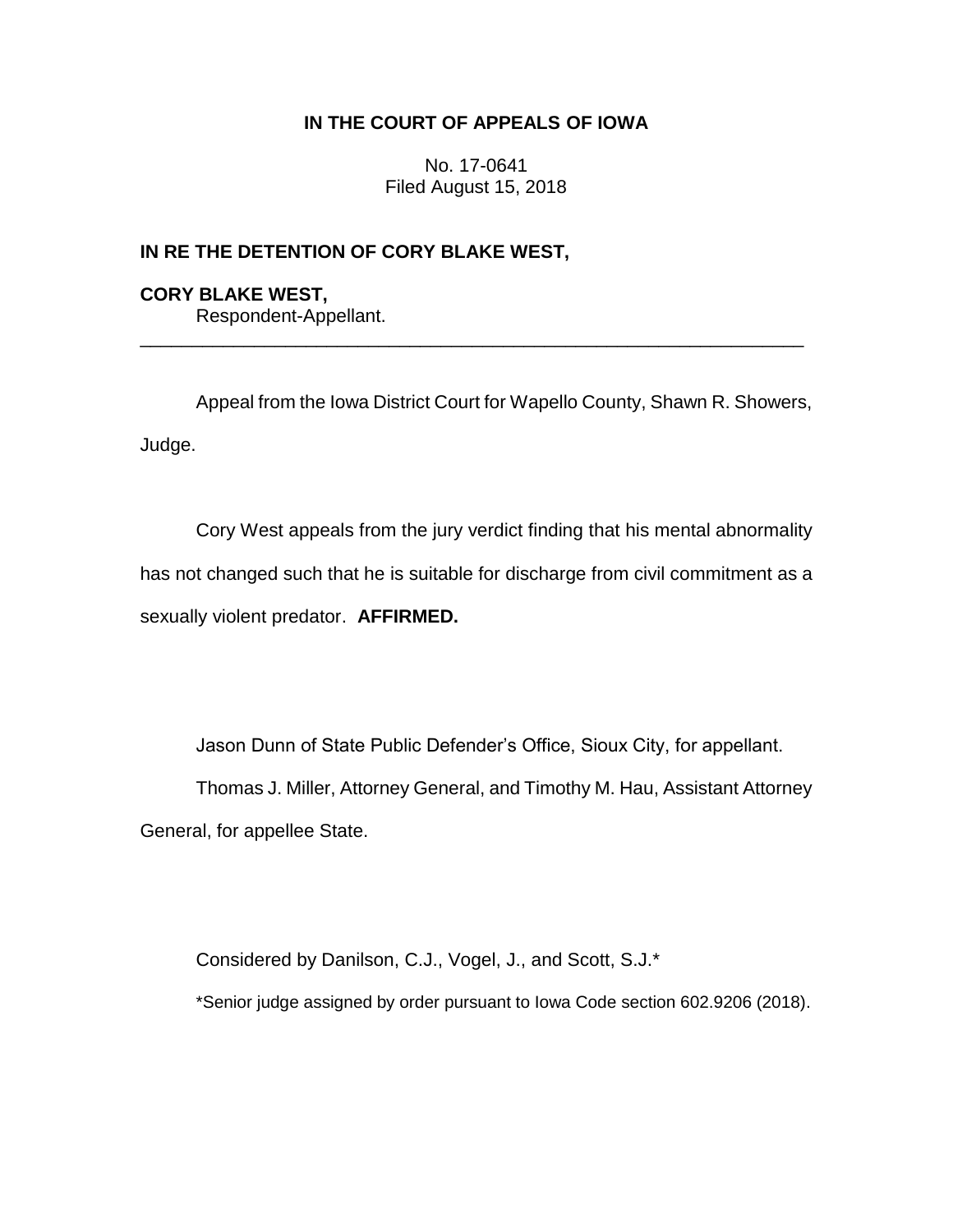# IN THE COURT OF APPEALS OF IOWA

No. 17-0641
Filed August 15, 2018

**IN RE THE DETENTION OF CORY BLAKE WEST,**

**CORY BLAKE WEST,**
Respondent-Appellant.

---

Appeal from the Iowa District Court for Wapello County, Shawn R. Showers, Judge.

Cory West appeals from the jury verdict finding that his mental abnormality has not changed such that he is suitable for discharge from civil commitment as a sexually violent predator. **AFFIRMED.**

Jason Dunn of State Public Defender's Office, Sioux City, for appellant.

Thomas J. Miller, Attorney General, and Timothy M. Hau, Assistant Attorney General, for appellee State.

Considered by Danilson, C.J., Vogel, J., and Scott, S.J.*

*Senior judge assigned by order pursuant to Iowa Code section 602.9206 (2018).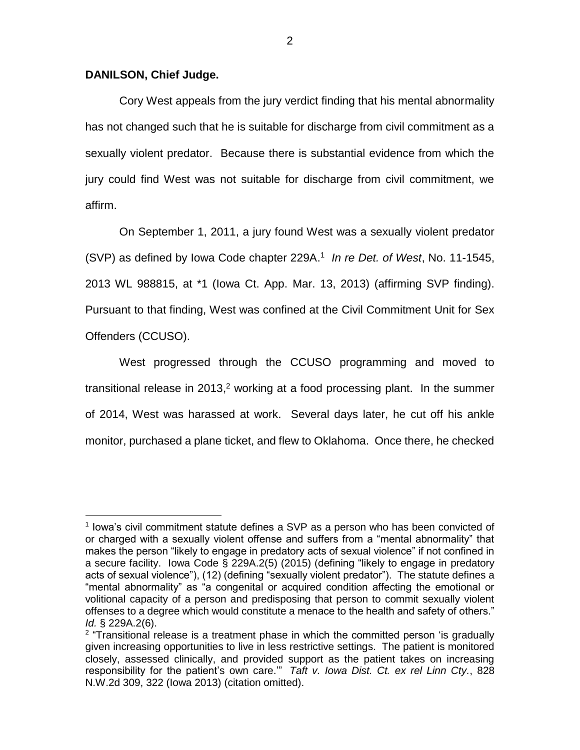**DANILSON, Chief Judge.**

Cory West appeals from the jury verdict finding that his mental abnormality has not changed such that he is suitable for discharge from civil commitment as a sexually violent predator. Because there is substantial evidence from which the jury could find West was not suitable for discharge from civil commitment, we affirm.

On September 1, 2011, a jury found West was a sexually violent predator (SVP) as defined by Iowa Code chapter 229A.[1] *In re Det. of West*, No. 11-1545, 2013 WL 988815, at *1 (Iowa Ct. App. Mar. 13, 2013) (affirming SVP finding). Pursuant to that finding, West was confined at the Civil Commitment Unit for Sex Offenders (CCUSO).

West progressed through the CCUSO programming and moved to transitional release in 2013,[2] working at a food processing plant. In the summer of 2014, West was harassed at work. Several days later, he cut off his ankle monitor, purchased a plane ticket, and flew to Oklahoma. Once there, he checked

---

[1] Iowa's civil commitment statute defines a SVP as a person who has been convicted of or charged with a sexually violent offense and suffers from a "mental abnormality" that makes the person "likely to engage in predatory acts of sexual violence" if not confined in a secure facility. Iowa Code § 229A.2(5) (2015) (defining "likely to engage in predatory acts of sexual violence"), (12) (defining "sexually violent predator"). The statute defines a "mental abnormality" as "a congenital or acquired condition affecting the emotional or volitional capacity of a person and predisposing that person to commit sexually violent offenses to a degree which would constitute a menace to the health and safety of others." *Id.* § 229A.2(6).

[2] "Transitional release is a treatment phase in which the committed person 'is gradually given increasing opportunities to live in less restrictive settings. The patient is monitored closely, assessed clinically, and provided support as the patient takes on increasing responsibility for the patient's own care.'" *Taft v. Iowa Dist. Ct. ex rel Linn Cty.*, 828 N.W.2d 309, 322 (Iowa 2013) (citation omitted).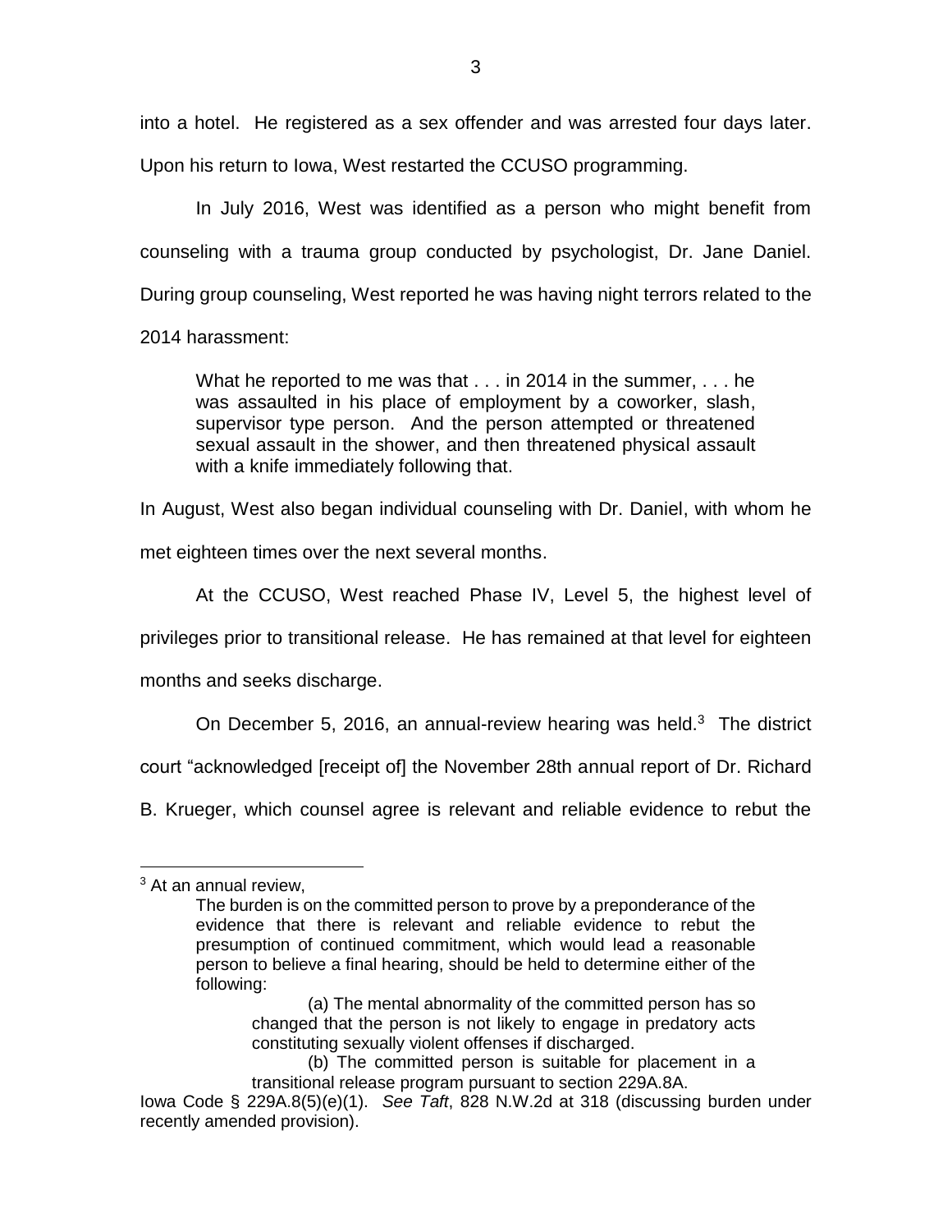into a hotel. He registered as a sex offender and was arrested four days later. Upon his return to Iowa, West restarted the CCUSO programming.

In July 2016, West was identified as a person who might benefit from counseling with a trauma group conducted by psychologist, Dr. Jane Daniel. During group counseling, West reported he was having night terrors related to the 2014 harassment:

> What he reported to me was that . . . in 2014 in the summer, . . . he was assaulted in his place of employment by a coworker, slash, supervisor type person. And the person attempted or threatened sexual assault in the shower, and then threatened physical assault with a knife immediately following that.

In August, West also began individual counseling with Dr. Daniel, with whom he met eighteen times over the next several months.

At the CCUSO, West reached Phase IV, Level 5, the highest level of privileges prior to transitional release. He has remained at that level for eighteen months and seeks discharge.

On December 5, 2016, an annual-review hearing was held.[3] The district court "acknowledged [receipt of] the November 28th annual report of Dr. Richard B. Krueger, which counsel agree is relevant and reliable evidence to rebut the

---

[3] At an annual review,

> The burden is on the committed person to prove by a preponderance of the evidence that there is relevant and reliable evidence to rebut the presumption of continued commitment, which would lead a reasonable person to believe a final hearing, should be held to determine either of the following:
>
> (a) The mental abnormality of the committed person has so changed that the person is not likely to engage in predatory acts constituting sexually violent offenses if discharged.
>
> (b) The committed person is suitable for placement in a transitional release program pursuant to section 229A.8A.

Iowa Code § 229A.8(5)(e)(1). *See Taft*, 828 N.W.2d at 318 (discussing burden under recently amended provision).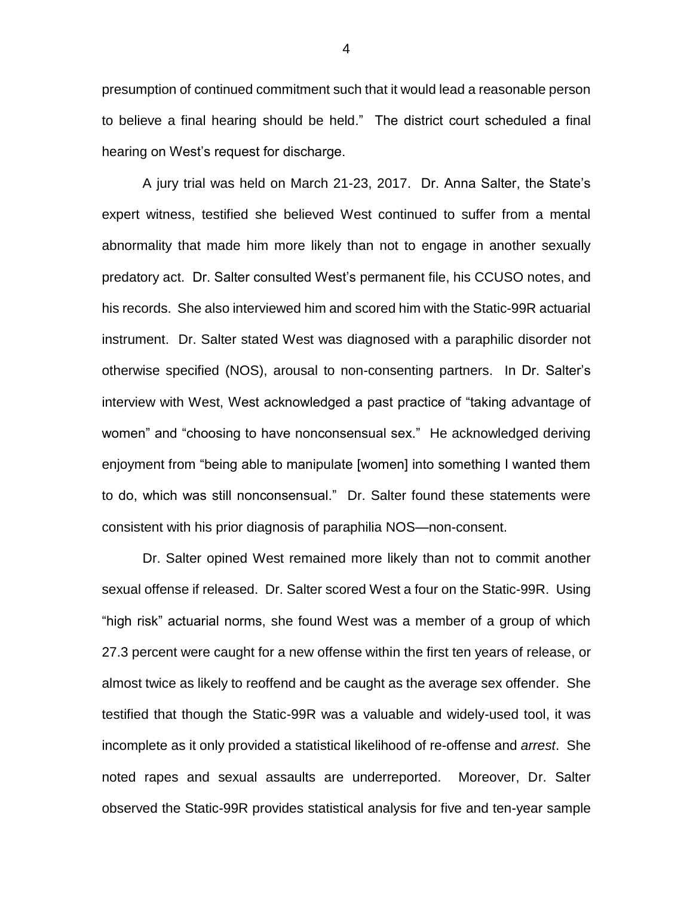presumption of continued commitment such that it would lead a reasonable person to believe a final hearing should be held." The district court scheduled a final hearing on West's request for discharge.

A jury trial was held on March 21-23, 2017. Dr. Anna Salter, the State's expert witness, testified she believed West continued to suffer from a mental abnormality that made him more likely than not to engage in another sexually predatory act. Dr. Salter consulted West's permanent file, his CCUSO notes, and his records. She also interviewed him and scored him with the Static-99R actuarial instrument. Dr. Salter stated West was diagnosed with a paraphilic disorder not otherwise specified (NOS), arousal to non-consenting partners. In Dr. Salter's interview with West, West acknowledged a past practice of "taking advantage of women" and "choosing to have nonconsensual sex." He acknowledged deriving enjoyment from "being able to manipulate [women] into something I wanted them to do, which was still nonconsensual." Dr. Salter found these statements were consistent with his prior diagnosis of paraphilia NOS—non-consent.

Dr. Salter opined West remained more likely than not to commit another sexual offense if released. Dr. Salter scored West a four on the Static-99R. Using "high risk" actuarial norms, she found West was a member of a group of which 27.3 percent were caught for a new offense within the first ten years of release, or almost twice as likely to reoffend and be caught as the average sex offender. She testified that though the Static-99R was a valuable and widely-used tool, it was incomplete as it only provided a statistical likelihood of re-offense and *arrest*. She noted rapes and sexual assaults are underreported. Moreover, Dr. Salter observed the Static-99R provides statistical analysis for five and ten-year sample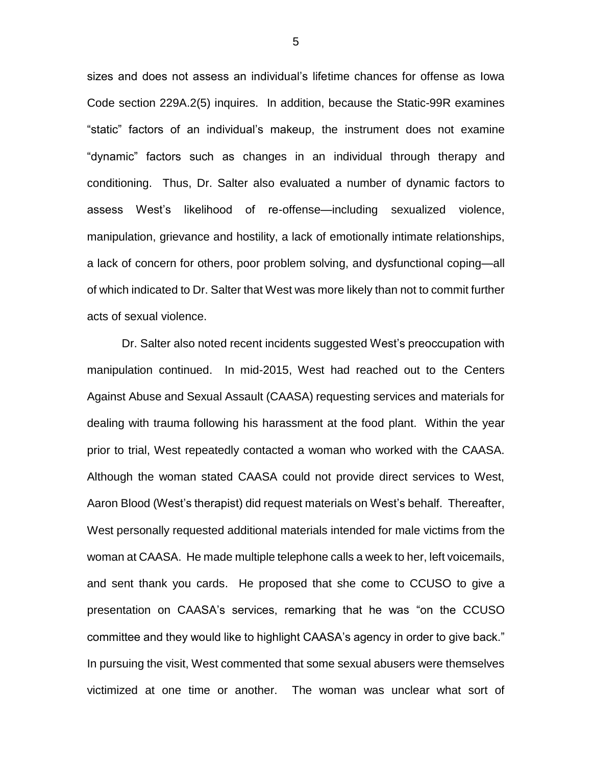sizes and does not assess an individual's lifetime chances for offense as Iowa Code section 229A.2(5) inquires. In addition, because the Static-99R examines "static" factors of an individual's makeup, the instrument does not examine "dynamic" factors such as changes in an individual through therapy and conditioning. Thus, Dr. Salter also evaluated a number of dynamic factors to assess West's likelihood of re-offense—including sexualized violence, manipulation, grievance and hostility, a lack of emotionally intimate relationships, a lack of concern for others, poor problem solving, and dysfunctional coping—all of which indicated to Dr. Salter that West was more likely than not to commit further acts of sexual violence.

Dr. Salter also noted recent incidents suggested West's preoccupation with manipulation continued. In mid-2015, West had reached out to the Centers Against Abuse and Sexual Assault (CAASA) requesting services and materials for dealing with trauma following his harassment at the food plant. Within the year prior to trial, West repeatedly contacted a woman who worked with the CAASA. Although the woman stated CAASA could not provide direct services to West, Aaron Blood (West's therapist) did request materials on West's behalf. Thereafter, West personally requested additional materials intended for male victims from the woman at CAASA. He made multiple telephone calls a week to her, left voicemails, and sent thank you cards. He proposed that she come to CCUSO to give a presentation on CAASA's services, remarking that he was "on the CCUSO committee and they would like to highlight CAASA's agency in order to give back." In pursuing the visit, West commented that some sexual abusers were themselves victimized at one time or another. The woman was unclear what sort of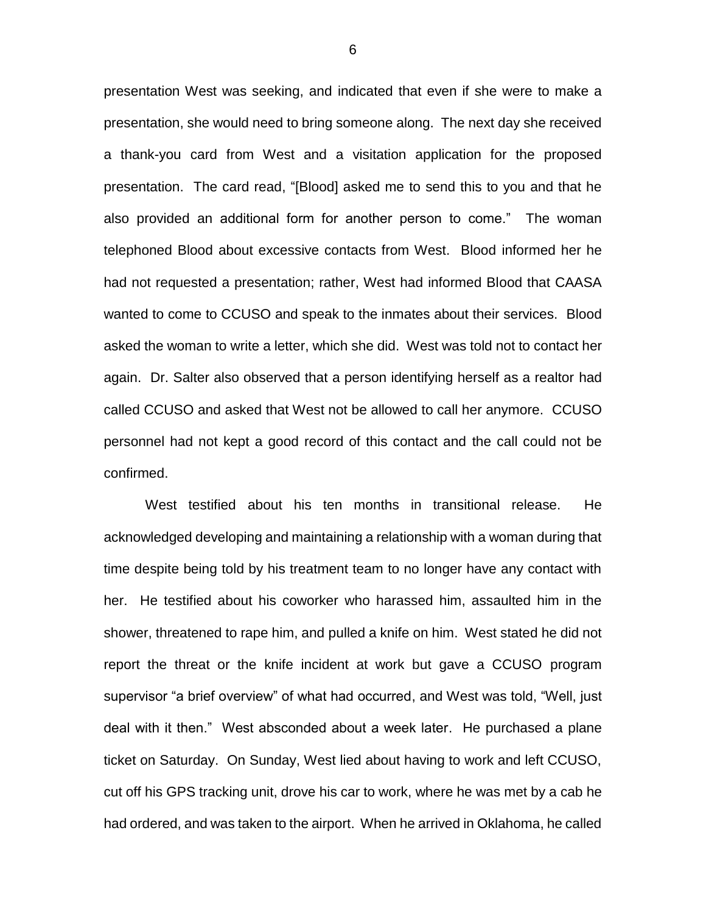presentation West was seeking, and indicated that even if she were to make a presentation, she would need to bring someone along. The next day she received a thank-you card from West and a visitation application for the proposed presentation. The card read, "[Blood] asked me to send this to you and that he also provided an additional form for another person to come." The woman telephoned Blood about excessive contacts from West. Blood informed her he had not requested a presentation; rather, West had informed Blood that CAASA wanted to come to CCUSO and speak to the inmates about their services. Blood asked the woman to write a letter, which she did. West was told not to contact her again. Dr. Salter also observed that a person identifying herself as a realtor had called CCUSO and asked that West not be allowed to call her anymore. CCUSO personnel had not kept a good record of this contact and the call could not be confirmed.

West testified about his ten months in transitional release. He acknowledged developing and maintaining a relationship with a woman during that time despite being told by his treatment team to no longer have any contact with her. He testified about his coworker who harassed him, assaulted him in the shower, threatened to rape him, and pulled a knife on him. West stated he did not report the threat or the knife incident at work but gave a CCUSO program supervisor "a brief overview" of what had occurred, and West was told, "Well, just deal with it then." West absconded about a week later. He purchased a plane ticket on Saturday. On Sunday, West lied about having to work and left CCUSO, cut off his GPS tracking unit, drove his car to work, where he was met by a cab he had ordered, and was taken to the airport. When he arrived in Oklahoma, he called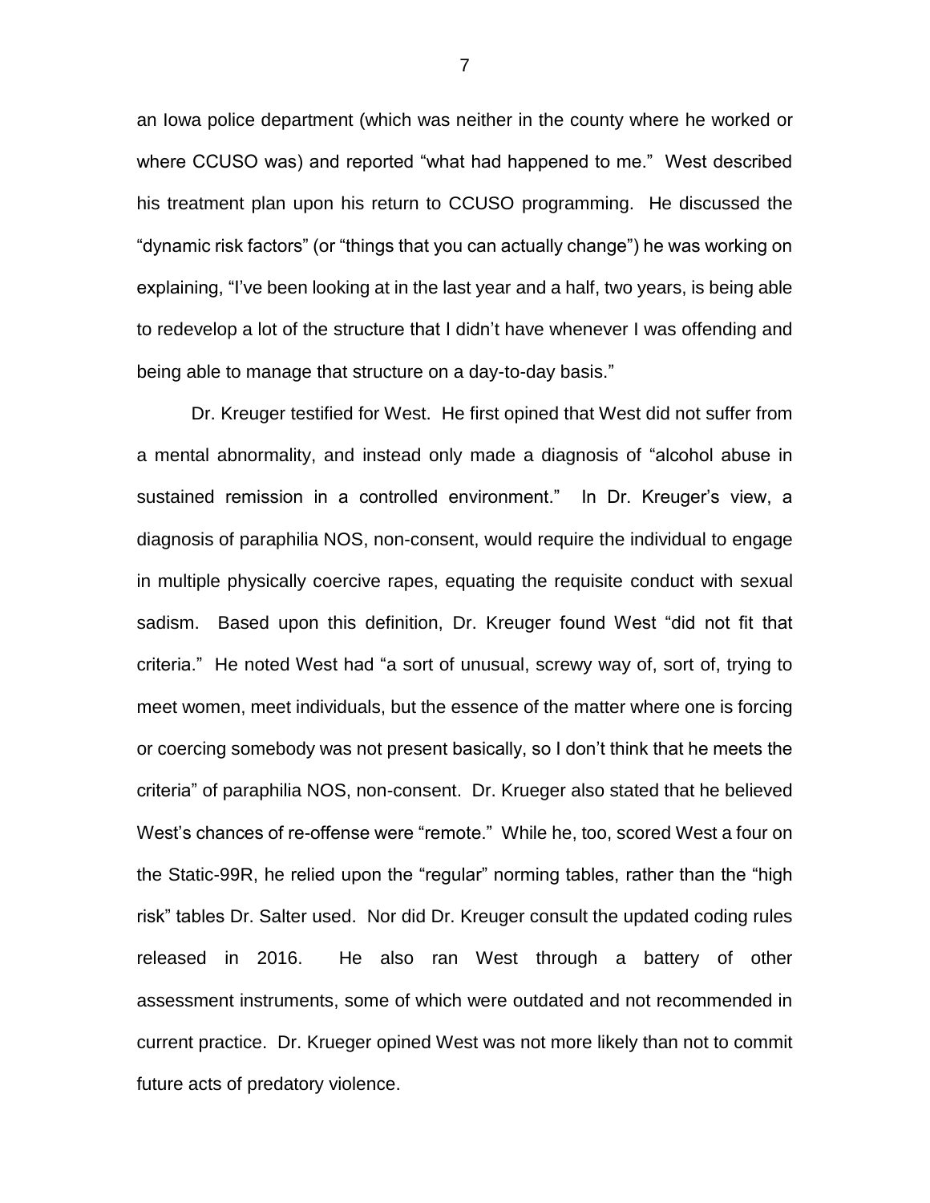an Iowa police department (which was neither in the county where he worked or where CCUSO was) and reported "what had happened to me." West described his treatment plan upon his return to CCUSO programming. He discussed the "dynamic risk factors" (or "things that you can actually change") he was working on explaining, "I've been looking at in the last year and a half, two years, is being able to redevelop a lot of the structure that I didn't have whenever I was offending and being able to manage that structure on a day-to-day basis."

Dr. Kreuger testified for West. He first opined that West did not suffer from a mental abnormality, and instead only made a diagnosis of "alcohol abuse in sustained remission in a controlled environment." In Dr. Kreuger's view, a diagnosis of paraphilia NOS, non-consent, would require the individual to engage in multiple physically coercive rapes, equating the requisite conduct with sexual sadism. Based upon this definition, Dr. Kreuger found West "did not fit that criteria." He noted West had "a sort of unusual, screwy way of, sort of, trying to meet women, meet individuals, but the essence of the matter where one is forcing or coercing somebody was not present basically, so I don't think that he meets the criteria" of paraphilia NOS, non-consent. Dr. Krueger also stated that he believed West's chances of re-offense were "remote." While he, too, scored West a four on the Static-99R, he relied upon the "regular" norming tables, rather than the "high risk" tables Dr. Salter used. Nor did Dr. Kreuger consult the updated coding rules released in 2016. He also ran West through a battery of other assessment instruments, some of which were outdated and not recommended in current practice. Dr. Krueger opined West was not more likely than not to commit future acts of predatory violence.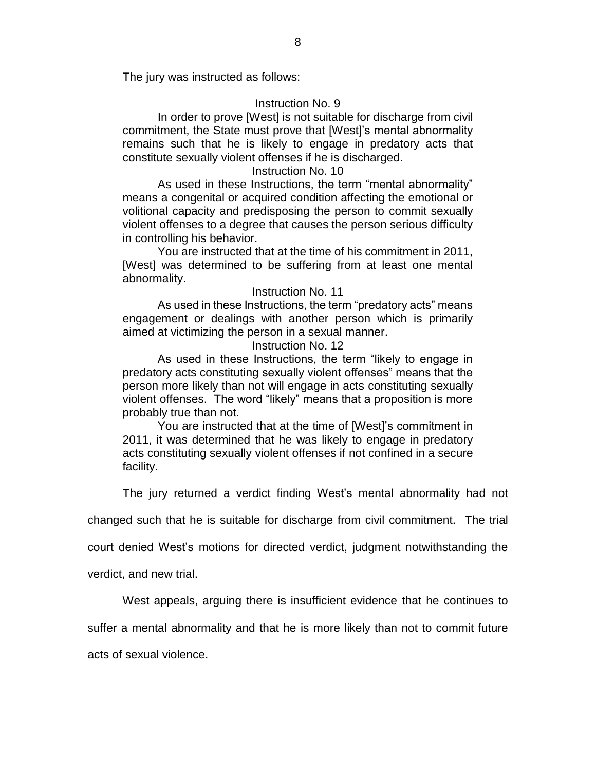The jury was instructed as follows:

> Instruction No. 9
>
> In order to prove [West] is not suitable for discharge from civil commitment, the State must prove that [West]'s mental abnormality remains such that he is likely to engage in predatory acts that constitute sexually violent offenses if he is discharged.
>
> Instruction No. 10
>
> As used in these Instructions, the term "mental abnormality" means a congenital or acquired condition affecting the emotional or volitional capacity and predisposing the person to commit sexually violent offenses to a degree that causes the person serious difficulty in controlling his behavior.
>
> You are instructed that at the time of his commitment in 2011, [West] was determined to be suffering from at least one mental abnormality.
>
> Instruction No. 11
>
> As used in these Instructions, the term "predatory acts" means engagement or dealings with another person which is primarily aimed at victimizing the person in a sexual manner.
>
> Instruction No. 12
>
> As used in these Instructions, the term "likely to engage in predatory acts constituting sexually violent offenses" means that the person more likely than not will engage in acts constituting sexually violent offenses. The word "likely" means that a proposition is more probably true than not.
>
> You are instructed that at the time of [West]'s commitment in 2011, it was determined that he was likely to engage in predatory acts constituting sexually violent offenses if not confined in a secure facility.

The jury returned a verdict finding West's mental abnormality had not changed such that he is suitable for discharge from civil commitment. The trial court denied West's motions for directed verdict, judgment notwithstanding the verdict, and new trial.

West appeals, arguing there is insufficient evidence that he continues to suffer a mental abnormality and that he is more likely than not to commit future acts of sexual violence.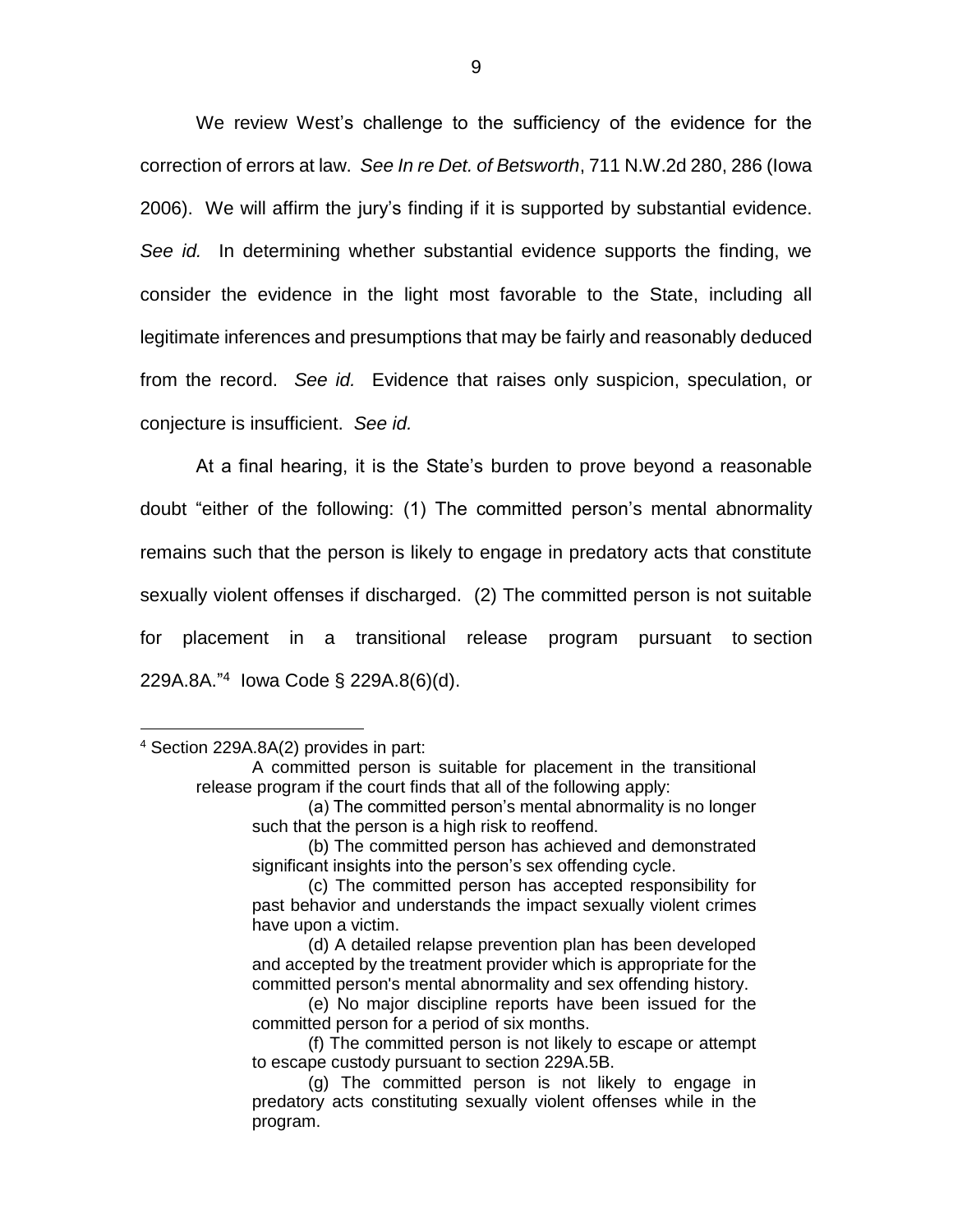We review West's challenge to the sufficiency of the evidence for the correction of errors at law. *See In re Det. of Betsworth*, 711 N.W.2d 280, 286 (Iowa 2006). We will affirm the jury's finding if it is supported by substantial evidence. *See id.* In determining whether substantial evidence supports the finding, we consider the evidence in the light most favorable to the State, including all legitimate inferences and presumptions that may be fairly and reasonably deduced from the record. *See id.* Evidence that raises only suspicion, speculation, or conjecture is insufficient. *See id.*

At a final hearing, it is the State's burden to prove beyond a reasonable doubt "either of the following: (1) The committed person's mental abnormality remains such that the person is likely to engage in predatory acts that constitute sexually violent offenses if discharged. (2) The committed person is not suitable for placement in a transitional release program pursuant to section 229A.8A."[4] Iowa Code § 229A.8(6)(d).

---

[4] Section 229A.8A(2) provides in part:

> A committed person is suitable for placement in the transitional release program if the court finds that all of the following apply:
>
> (a) The committed person's mental abnormality is no longer such that the person is a high risk to reoffend.
>
> (b) The committed person has achieved and demonstrated significant insights into the person's sex offending cycle.
>
> (c) The committed person has accepted responsibility for past behavior and understands the impact sexually violent crimes have upon a victim.
>
> (d) A detailed relapse prevention plan has been developed and accepted by the treatment provider which is appropriate for the committed person's mental abnormality and sex offending history.
>
> (e) No major discipline reports have been issued for the committed person for a period of six months.
>
> (f) The committed person is not likely to escape or attempt to escape custody pursuant to section 229A.5B.
>
> (g) The committed person is not likely to engage in predatory acts constituting sexually violent offenses while in the program.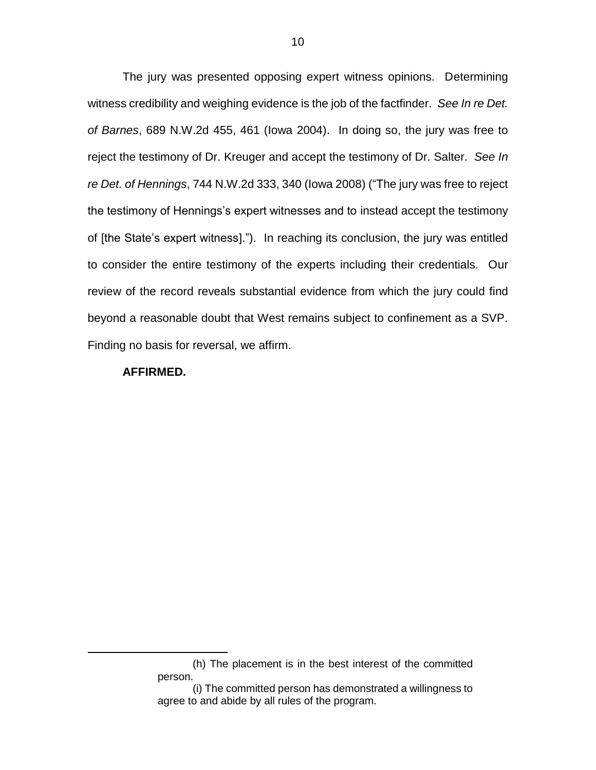The jury was presented opposing expert witness opinions. Determining witness credibility and weighing evidence is the job of the factfinder. *See In re Det. of Barnes*, 689 N.W.2d 455, 461 (Iowa 2004). In doing so, the jury was free to reject the testimony of Dr. Kreuger and accept the testimony of Dr. Salter. *See In re Det. of Hennings*, 744 N.W.2d 333, 340 (Iowa 2008) ("The jury was free to reject the testimony of Hennings's expert witnesses and to instead accept the testimony of [the State's expert witness]."). In reaching its conclusion, the jury was entitled to consider the entire testimony of the experts including their credentials. Our review of the record reveals substantial evidence from which the jury could find beyond a reasonable doubt that West remains subject to confinement as a SVP. Finding no basis for reversal, we affirm.

**AFFIRMED.**

---

(h) The placement is in the best interest of the committed person.

(i) The committed person has demonstrated a willingness to agree to and abide by all rules of the program.